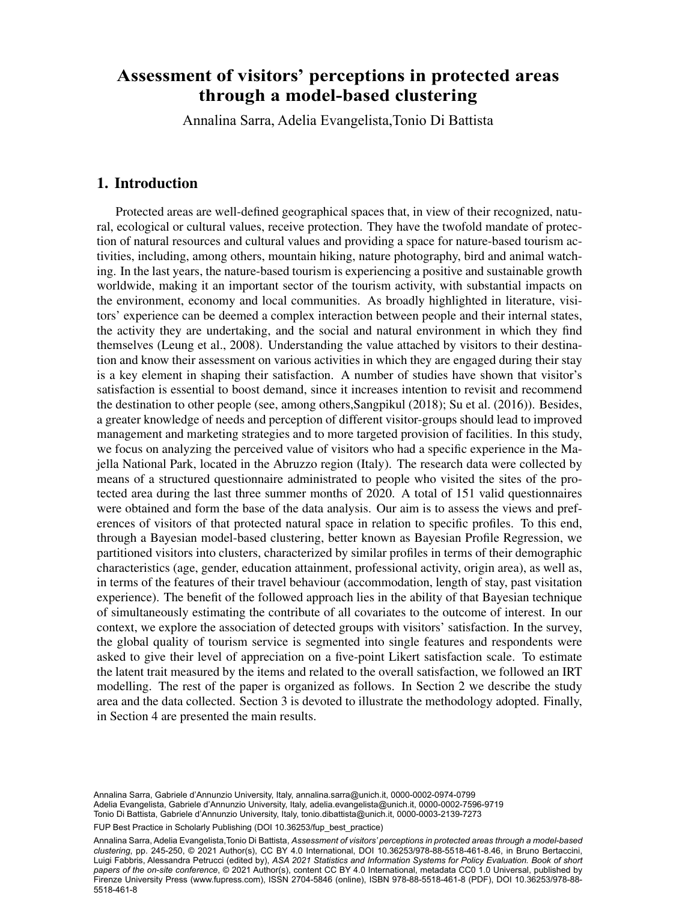# Assessment of visitors' perceptions in protected areas through a model-based clustering

Annalina Sarra, Adelia Evangelista,Tonio Di Battista

## 1. Introduction

Protected areas are well-defined geographical spaces that, in view of their recognized, natural, ecological or cultural values, receive protection. They have the twofold mandate of protection of natural resources and cultural values and providing a space for nature-based tourism activities, including, among others, mountain hiking, nature photography, bird and animal watching. In the last years, the nature-based tourism is experiencing a positive and sustainable growth worldwide, making it an important sector of the tourism activity, with substantial impacts on the environment, economy and local communities. As broadly highlighted in literature, visitors' experience can be deemed a complex interaction between people and their internal states, the activity they are undertaking, and the social and natural environment in which they find themselves (Leung et al., 2008). Understanding the value attached by visitors to their destination and know their assessment on various activities in which they are engaged during their stay is a key element in shaping their satisfaction. A number of studies have shown that visitor's satisfaction is essential to boost demand, since it increases intention to revisit and recommend the destination to other people (see, among others,Sangpikul (2018); Su et al. (2016)). Besides, a greater knowledge of needs and perception of different visitor-groups should lead to improved management and marketing strategies and to more targeted provision of facilities. In this study, we focus on analyzing the perceived value of visitors who had a specific experience in the Majella National Park, located in the Abruzzo region (Italy). The research data were collected by means of a structured questionnaire administrated to people who visited the sites of the protected area during the last three summer months of 2020. A total of 151 valid questionnaires were obtained and form the base of the data analysis. Our aim is to assess the views and preferences of visitors of that protected natural space in relation to specific profiles. To this end, through a Bayesian model-based clustering, better known as Bayesian Profile Regression, we partitioned visitors into clusters, characterized by similar profiles in terms of their demographic characteristics (age, gender, education attainment, professional activity, origin area), as well as, in terms of the features of their travel behaviour (accommodation, length of stay, past visitation experience). The benefit of the followed approach lies in the ability of that Bayesian technique of simultaneously estimating the contribute of all covariates to the outcome of interest. In our context, we explore the association of detected groups with visitors' satisfaction. In the survey, the global quality of tourism service is segmented into single features and respondents were asked to give their level of appreciation on a five-point Likert satisfaction scale. To estimate the latent trait measured by the items and related to the overall satisfaction, we followed an IRT modelling. The rest of the paper is organized as follows. In Section 2 we describe the study area and the data collected. Section 3 is devoted to illustrate the methodology adopted. Finally, in Section 4 are presented the main results.

Annalina Sarra, Gabriele d'Annunzio University, Italy, annalina.sarra@unich.it, 0000-0002-0974-0799
Adelia Evangelista, Gabriele d'Annunzio University, Italy, adelia.evangelista@unich.it, 0000-0002-7596-9719
Tonio Di Battista, Gabriele d'Annunzio University, Italy, tonio.dibattista@unich.it, 0000-0003-2139-7273

FUP Best Practice in Scholarly Publishing (DOI 10.36253/fup_best_practice)

Annalina Sarra, Adelia Evangelista,Tonio Di Battista, *Assessment of visitors' perceptions in protected areas through a model-based clustering*, pp. 245-250, © 2021 Author(s), CC BY 4.0 International, DOI 10.36253/978-88-5518-461-8.46, in Bruno Bertaccini, Luigi Fabbris, Alessandra Petrucci (edited by), *ASA 2021 Statistics and Information Systems for Policy Evaluation. Book of short papers of the on-site conference*, © 2021 Author(s), content CC BY 4.0 International, metadata CC0 1.0 Universal, published by Firenze University Press (www.fupress.com), ISSN 2704-5846 (online), ISBN 978-88-5518-461-8 (PDF), DOI 10.36253/978-88-5518-461-8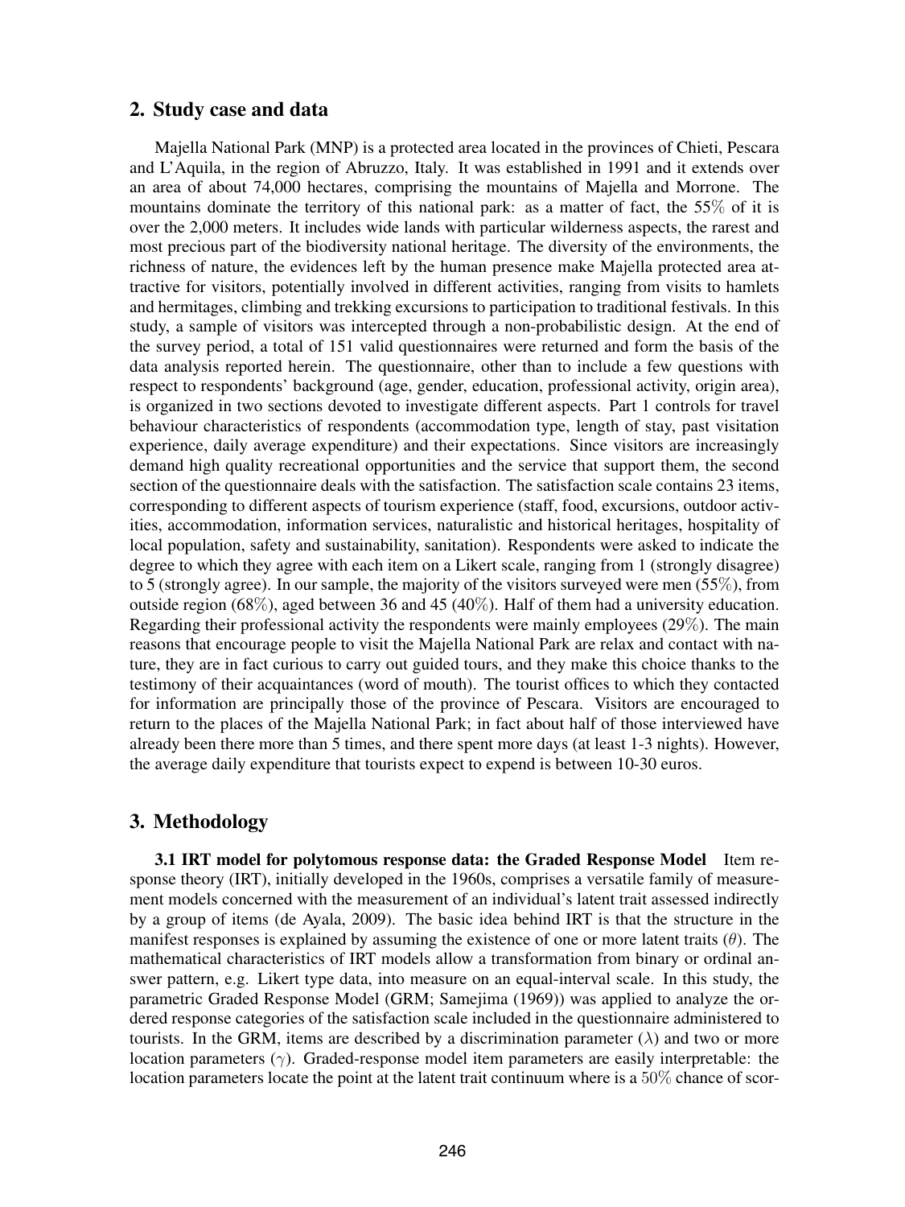## 2. Study case and data

Majella National Park (MNP) is a protected area located in the provinces of Chieti, Pescara and L'Aquila, in the region of Abruzzo, Italy. It was established in 1991 and it extends over an area of about 74,000 hectares, comprising the mountains of Majella and Morrone. The mountains dominate the territory of this national park: as a matter of fact, the 55% of it is over the 2,000 meters. It includes wide lands with particular wilderness aspects, the rarest and most precious part of the biodiversity national heritage. The diversity of the environments, the richness of nature, the evidences left by the human presence make Majella protected area attractive for visitors, potentially involved in different activities, ranging from visits to hamlets and hermitages, climbing and trekking excursions to participation to traditional festivals. In this study, a sample of visitors was intercepted through a non-probabilistic design. At the end of the survey period, a total of 151 valid questionnaires were returned and form the basis of the data analysis reported herein. The questionnaire, other than to include a few questions with respect to respondents' background (age, gender, education, professional activity, origin area), is organized in two sections devoted to investigate different aspects. Part 1 controls for travel behaviour characteristics of respondents (accommodation type, length of stay, past visitation experience, daily average expenditure) and their expectations. Since visitors are increasingly demand high quality recreational opportunities and the service that support them, the second section of the questionnaire deals with the satisfaction. The satisfaction scale contains 23 items, corresponding to different aspects of tourism experience (staff, food, excursions, outdoor activities, accommodation, information services, naturalistic and historical heritages, hospitality of local population, safety and sustainability, sanitation). Respondents were asked to indicate the degree to which they agree with each item on a Likert scale, ranging from 1 (strongly disagree) to 5 (strongly agree). In our sample, the majority of the visitors surveyed were men (55%), from outside region (68%), aged between 36 and 45 (40%). Half of them had a university education. Regarding their professional activity the respondents were mainly employees (29%). The main reasons that encourage people to visit the Majella National Park are relax and contact with nature, they are in fact curious to carry out guided tours, and they make this choice thanks to the testimony of their acquaintances (word of mouth). The tourist offices to which they contacted for information are principally those of the province of Pescara. Visitors are encouraged to return to the places of the Majella National Park; in fact about half of those interviewed have already been there more than 5 times, and there spent more days (at least 1-3 nights). However, the average daily expenditure that tourists expect to expend is between 10-30 euros.

## 3. Methodology

**3.1 IRT model for polytomous response data: the Graded Response Model** Item response theory (IRT), initially developed in the 1960s, comprises a versatile family of measurement models concerned with the measurement of an individual's latent trait assessed indirectly by a group of items (de Ayala, 2009). The basic idea behind IRT is that the structure in the manifest responses is explained by assuming the existence of one or more latent traits ($\theta$). The mathematical characteristics of IRT models allow a transformation from binary or ordinal answer pattern, e.g. Likert type data, into measure on an equal-interval scale. In this study, the parametric Graded Response Model (GRM; Samejima (1969)) was applied to analyze the ordered response categories of the satisfaction scale included in the questionnaire administered to tourists. In the GRM, items are described by a discrimination parameter ($\lambda$) and two or more location parameters ($\gamma$). Graded-response model item parameters are easily interpretable: the location parameters locate the point at the latent trait continuum where is a 50% chance of scor-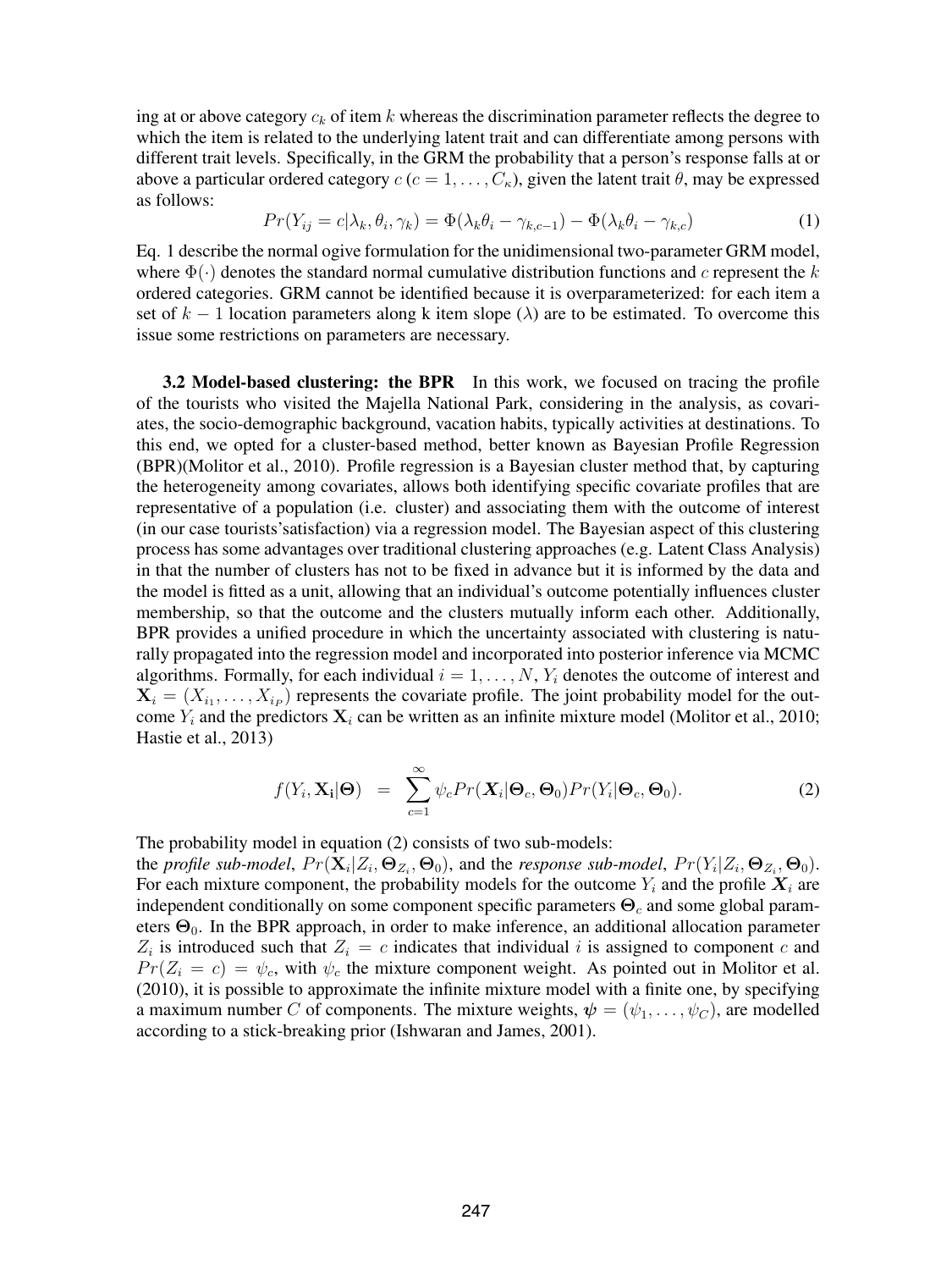ing at or above category $c_k$ of item $k$ whereas the discrimination parameter reflects the degree to which the item is related to the underlying latent trait and can differentiate among persons with different trait levels. Specifically, in the GRM the probability that a person's response falls at or above a particular ordered category $c$ ($c = 1, \dots, C_\kappa$), given the latent trait $\theta$, may be expressed as follows:

$$Pr(Y_{ij} = c|\lambda_k, \theta_i, \gamma_k) = \Phi(\lambda_k\theta_i - \gamma_{k,c-1}) - \Phi(\lambda_k\theta_i - \gamma_{k,c}) \quad (1)$$

Eq. 1 describe the normal ogive formulation for the unidimensional two-parameter GRM model, where $\Phi(\cdot)$ denotes the standard normal cumulative distribution functions and $c$ represent the $k$ ordered categories. GRM cannot be identified because it is overparameterized: for each item a set of $k - 1$ location parameters along k item slope ($\lambda$) are to be estimated. To overcome this issue some restrictions on parameters are necessary.

**3.2 Model-based clustering: the BPR** In this work, we focused on tracing the profile of the tourists who visited the Majella National Park, considering in the analysis, as covariates, the socio-demographic background, vacation habits, typically activities at destinations. To this end, we opted for a cluster-based method, better known as Bayesian Profile Regression (BPR)(Molitor et al., 2010). Profile regression is a Bayesian cluster method that, by capturing the heterogeneity among covariates, allows both identifying specific covariate profiles that are representative of a population (i.e. cluster) and associating them with the outcome of interest (in our case tourists'satisfaction) via a regression model. The Bayesian aspect of this clustering process has some advantages over traditional clustering approaches (e.g. Latent Class Analysis) in that the number of clusters has not to be fixed in advance but it is informed by the data and the model is fitted as a unit, allowing that an individual's outcome potentially influences cluster membership, so that the outcome and the clusters mutually inform each other. Additionally, BPR provides a unified procedure in which the uncertainty associated with clustering is naturally propagated into the regression model and incorporated into posterior inference via MCMC algorithms. Formally, for each individual $i = 1, \dots, N$, $Y_i$ denotes the outcome of interest and $\mathbf{X}_i = (X_{i_1}, \dots, X_{i_P})$ represents the covariate profile. The joint probability model for the outcome $Y_i$ and the predictors $\mathbf{X}_i$ can be written as an infinite mixture model (Molitor et al., 2010; Hastie et al., 2013)

$$f(Y_i, \mathbf{X_i}|\mathbf{\Theta}) \;=\; \sum_{c=1}^{\infty} \psi_c Pr(\boldsymbol{X}_i|\mathbf{\Theta}_c, \mathbf{\Theta}_0) Pr(Y_i|\mathbf{\Theta}_c, \mathbf{\Theta}_0). \quad (2)$$

The probability model in equation (2) consists of two sub-models:
the *profile sub-model*, $Pr(\mathbf{X}_i|Z_i, \mathbf{\Theta}_{Z_i}, \mathbf{\Theta}_0)$, and the *response sub-model*, $Pr(Y_i|Z_i, \mathbf{\Theta}_{Z_i}, \mathbf{\Theta}_0)$. For each mixture component, the probability models for the outcome $Y_i$ and the profile $\boldsymbol{X}_i$ are independent conditionally on some component specific parameters $\mathbf{\Theta}_c$ and some global parameters $\mathbf{\Theta}_0$. In the BPR approach, in order to make inference, an additional allocation parameter $Z_i$ is introduced such that $Z_i = c$ indicates that individual $i$ is assigned to component $c$ and $Pr(Z_i = c) = \psi_c$, with $\psi_c$ the mixture component weight. As pointed out in Molitor et al. (2010), it is possible to approximate the infinite mixture model with a finite one, by specifying a maximum number $C$ of components. The mixture weights, $\boldsymbol{\psi} = (\psi_1, \dots, \psi_C)$, are modelled according to a stick-breaking prior (Ishwaran and James, 2001).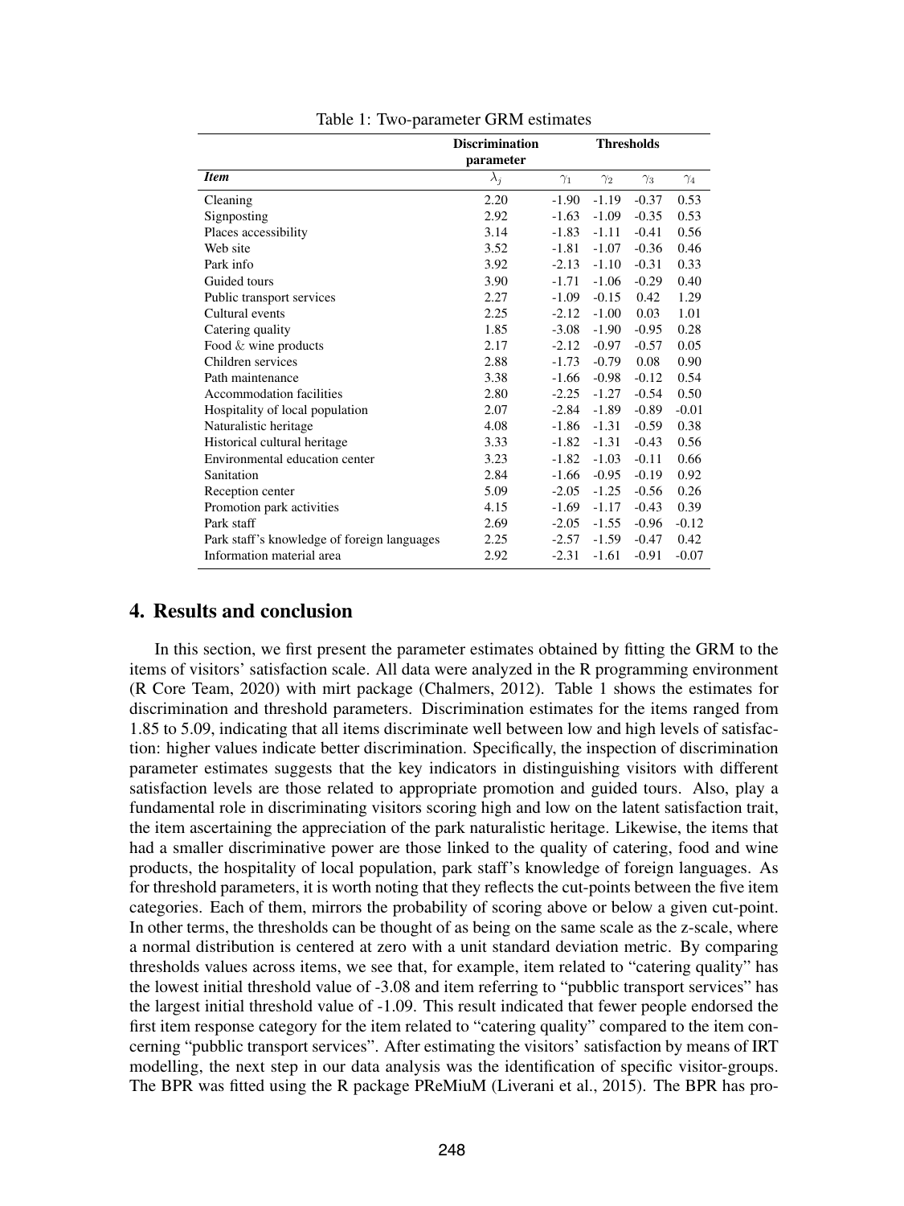Table 1: Two-parameter GRM estimates

| | Discrimination parameter | Thresholds | | | |
|---|---|---|---|---|---|
| ***Item*** | $\lambda_j$ | $\gamma_1$ | $\gamma_2$ | $\gamma_3$ | $\gamma_4$ |
| Cleaning | 2.20 | -1.90 | -1.19 | -0.37 | 0.53 |
| Signposting | 2.92 | -1.63 | -1.09 | -0.35 | 0.53 |
| Places accessibility | 3.14 | -1.83 | -1.11 | -0.41 | 0.56 |
| Web site | 3.52 | -1.81 | -1.07 | -0.36 | 0.46 |
| Park info | 3.92 | -2.13 | -1.10 | -0.31 | 0.33 |
| Guided tours | 3.90 | -1.71 | -1.06 | -0.29 | 0.40 |
| Public transport services | 2.27 | -1.09 | -0.15 | 0.42 | 1.29 |
| Cultural events | 2.25 | -2.12 | -1.00 | 0.03 | 1.01 |
| Catering quality | 1.85 | -3.08 | -1.90 | -0.95 | 0.28 |
| Food & wine products | 2.17 | -2.12 | -0.97 | -0.57 | 0.05 |
| Children services | 2.88 | -1.73 | -0.79 | 0.08 | 0.90 |
| Path maintenance | 3.38 | -1.66 | -0.98 | -0.12 | 0.54 |
| Accommodation facilities | 2.80 | -2.25 | -1.27 | -0.54 | 0.50 |
| Hospitality of local population | 2.07 | -2.84 | -1.89 | -0.89 | -0.01 |
| Naturalistic heritage | 4.08 | -1.86 | -1.31 | -0.59 | 0.38 |
| Historical cultural heritage | 3.33 | -1.82 | -1.31 | -0.43 | 0.56 |
| Environmental education center | 3.23 | -1.82 | -1.03 | -0.11 | 0.66 |
| Sanitation | 2.84 | -1.66 | -0.95 | -0.19 | 0.92 |
| Reception center | 5.09 | -2.05 | -1.25 | -0.56 | 0.26 |
| Promotion park activities | 4.15 | -1.69 | -1.17 | -0.43 | 0.39 |
| Park staff | 2.69 | -2.05 | -1.55 | -0.96 | -0.12 |
| Park staff's knowledge of foreign languages | 2.25 | -2.57 | -1.59 | -0.47 | 0.42 |
| Information material area | 2.92 | -2.31 | -1.61 | -0.91 | -0.07 |

## 4. Results and conclusion

In this section, we first present the parameter estimates obtained by fitting the GRM to the items of visitors' satisfaction scale. All data were analyzed in the R programming environment (R Core Team, 2020) with mirt package (Chalmers, 2012). Table 1 shows the estimates for discrimination and threshold parameters. Discrimination estimates for the items ranged from 1.85 to 5.09, indicating that all items discriminate well between low and high levels of satisfaction: higher values indicate better discrimination. Specifically, the inspection of discrimination parameter estimates suggests that the key indicators in distinguishing visitors with different satisfaction levels are those related to appropriate promotion and guided tours. Also, play a fundamental role in discriminating visitors scoring high and low on the latent satisfaction trait, the item ascertaining the appreciation of the park naturalistic heritage. Likewise, the items that had a smaller discriminative power are those linked to the quality of catering, food and wine products, the hospitality of local population, park staff's knowledge of foreign languages. As for threshold parameters, it is worth noting that they reflects the cut-points between the five item categories. Each of them, mirrors the probability of scoring above or below a given cut-point. In other terms, the thresholds can be thought of as being on the same scale as the z-scale, where a normal distribution is centered at zero with a unit standard deviation metric. By comparing thresholds values across items, we see that, for example, item related to "catering quality" has the lowest initial threshold value of -3.08 and item referring to "pubblic transport services" has the largest initial threshold value of -1.09. This result indicated that fewer people endorsed the first item response category for the item related to "catering quality" compared to the item concerning "pubblic transport services". After estimating the visitors' satisfaction by means of IRT modelling, the next step in our data analysis was the identification of specific visitor-groups. The BPR was fitted using the R package PReMiuM (Liverani et al., 2015). The BPR has pro-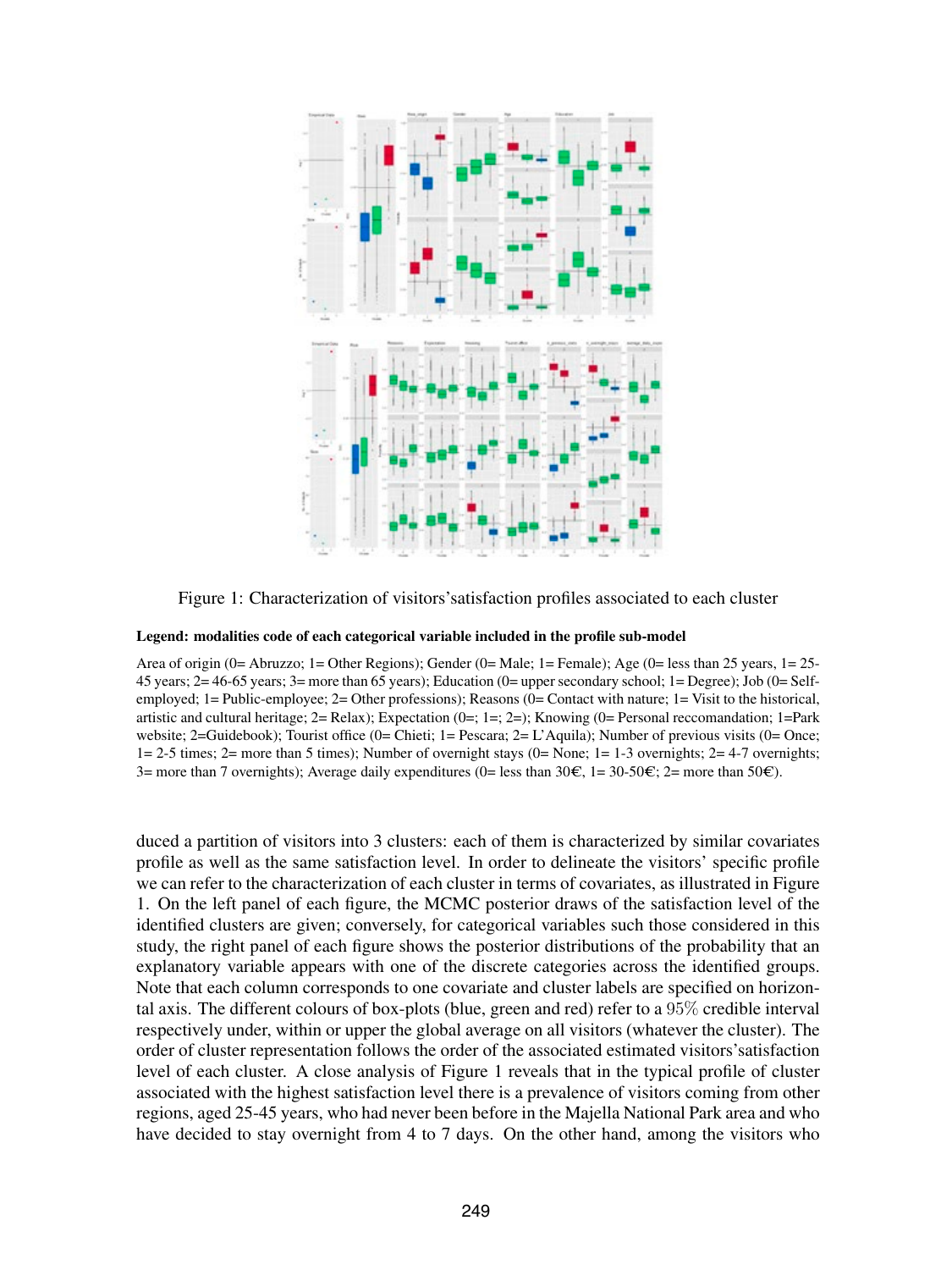Figure 1: Characterization of visitors'satisfaction profiles associated to each cluster

**Legend: modalities code of each categorical variable included in the profile sub-model**

Area of origin (0= Abruzzo; 1= Other Regions); Gender (0= Male; 1= Female); Age (0= less than 25 years, 1= 25-45 years; 2= 46-65 years; 3= more than 65 years); Education (0= upper secondary school; 1= Degree); Job (0= Self-employed; 1= Public-employee; 2= Other professions); Reasons (0= Contact with nature; 1= Visit to the historical, artistic and cultural heritage; 2= Relax); Expectation (0=; 1=; 2=); Knowing (0= Personal reccomandation; 1=Park website; 2=Guidebook); Tourist office (0= Chieti; 1= Pescara; 2= L'Aquila); Number of previous visits (0= Once; 1= 2-5 times; 2= more than 5 times); Number of overnight stays (0= None; 1= 1-3 overnights; 2= 4-7 overnights; 3= more than 7 overnights); Average daily expenditures (0= less than 30€, 1= 30-50€; 2= more than 50€).

duced a partition of visitors into 3 clusters: each of them is characterized by similar covariates profile as well as the same satisfaction level. In order to delineate the visitors' specific profile we can refer to the characterization of each cluster in terms of covariates, as illustrated in Figure 1. On the left panel of each figure, the MCMC posterior draws of the satisfaction level of the identified clusters are given; conversely, for categorical variables such those considered in this study, the right panel of each figure shows the posterior distributions of the probability that an explanatory variable appears with one of the discrete categories across the identified groups. Note that each column corresponds to one covariate and cluster labels are specified on horizontal axis. The different colours of box-plots (blue, green and red) refer to a $95\%$ credible interval respectively under, within or upper the global average on all visitors (whatever the cluster). The order of cluster representation follows the order of the associated estimated visitors'satisfaction level of each cluster. A close analysis of Figure 1 reveals that in the typical profile of cluster associated with the highest satisfaction level there is a prevalence of visitors coming from other regions, aged 25-45 years, who had never been before in the Majella National Park area and who have decided to stay overnight from 4 to 7 days. On the other hand, among the visitors who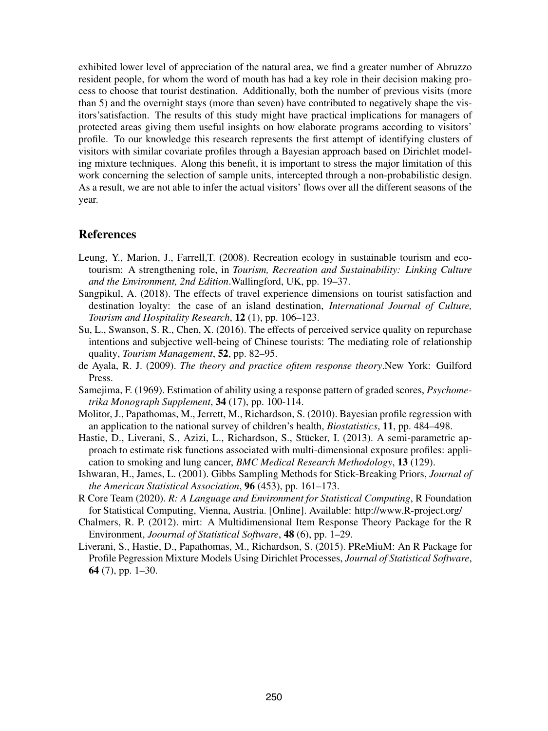exhibited lower level of appreciation of the natural area, we find a greater number of Abruzzo resident people, for whom the word of mouth has had a key role in their decision making process to choose that tourist destination. Additionally, both the number of previous visits (more than 5) and the overnight stays (more than seven) have contributed to negatively shape the visitors'satisfaction. The results of this study might have practical implications for managers of protected areas giving them useful insights on how elaborate programs according to visitors' profile. To our knowledge this research represents the first attempt of identifying clusters of visitors with similar covariate profiles through a Bayesian approach based on Dirichlet modeling mixture techniques. Along this benefit, it is important to stress the major limitation of this work concerning the selection of sample units, intercepted through a non-probabilistic design. As a result, we are not able to infer the actual visitors' flows over all the different seasons of the year.

## References

Leung, Y., Marion, J., Farrell,T. (2008). Recreation ecology in sustainable tourism and ecotourism: A strengthening role, in *Tourism, Recreation and Sustainability: Linking Culture and the Environment, 2nd Edition*.Wallingford, UK, pp. 19–37.

Sangpikul, A. (2018). The effects of travel experience dimensions on tourist satisfaction and destination loyalty: the case of an island destination, *International Journal of Culture, Tourism and Hospitality Research*, **12** (1), pp. 106–123.

Su, L., Swanson, S. R., Chen, X. (2016). The effects of perceived service quality on repurchase intentions and subjective well-being of Chinese tourists: The mediating role of relationship quality, *Tourism Management*, **52**, pp. 82–95.

de Ayala, R. J. (2009). *The theory and practice ofitem response theory*.New York: Guilford Press.

Samejima, F. (1969). Estimation of ability using a response pattern of graded scores, *Psychometrika Monograph Supplement*, **34** (17), pp. 100-114.

Molitor, J., Papathomas, M., Jerrett, M., Richardson, S. (2010). Bayesian profile regression with an application to the national survey of children's health, *Biostatistics*, **11**, pp. 484–498.

Hastie, D., Liverani, S., Azizi, L., Richardson, S., Stücker, I. (2013). A semi-parametric approach to estimate risk functions associated with multi-dimensional exposure profiles: application to smoking and lung cancer, *BMC Medical Research Methodology*, **13** (129).

Ishwaran, H., James, L. (2001). Gibbs Sampling Methods for Stick-Breaking Priors, *Journal of the American Statistical Association*, **96** (453), pp. 161–173.

R Core Team (2020). *R: A Language and Environment for Statistical Computing*, R Foundation for Statistical Computing, Vienna, Austria. [Online]. Available: http://www.R-project.org/

Chalmers, R. P. (2012). mirt: A Multidimensional Item Response Theory Package for the R Environment, *Joournal of Statistical Software*, **48** (6), pp. 1–29.

Liverani, S., Hastie, D., Papathomas, M., Richardson, S. (2015). PReMiuM: An R Package for Profile Pegression Mixture Models Using Dirichlet Processes, *Journal of Statistical Software*, **64** (7), pp. 1–30.